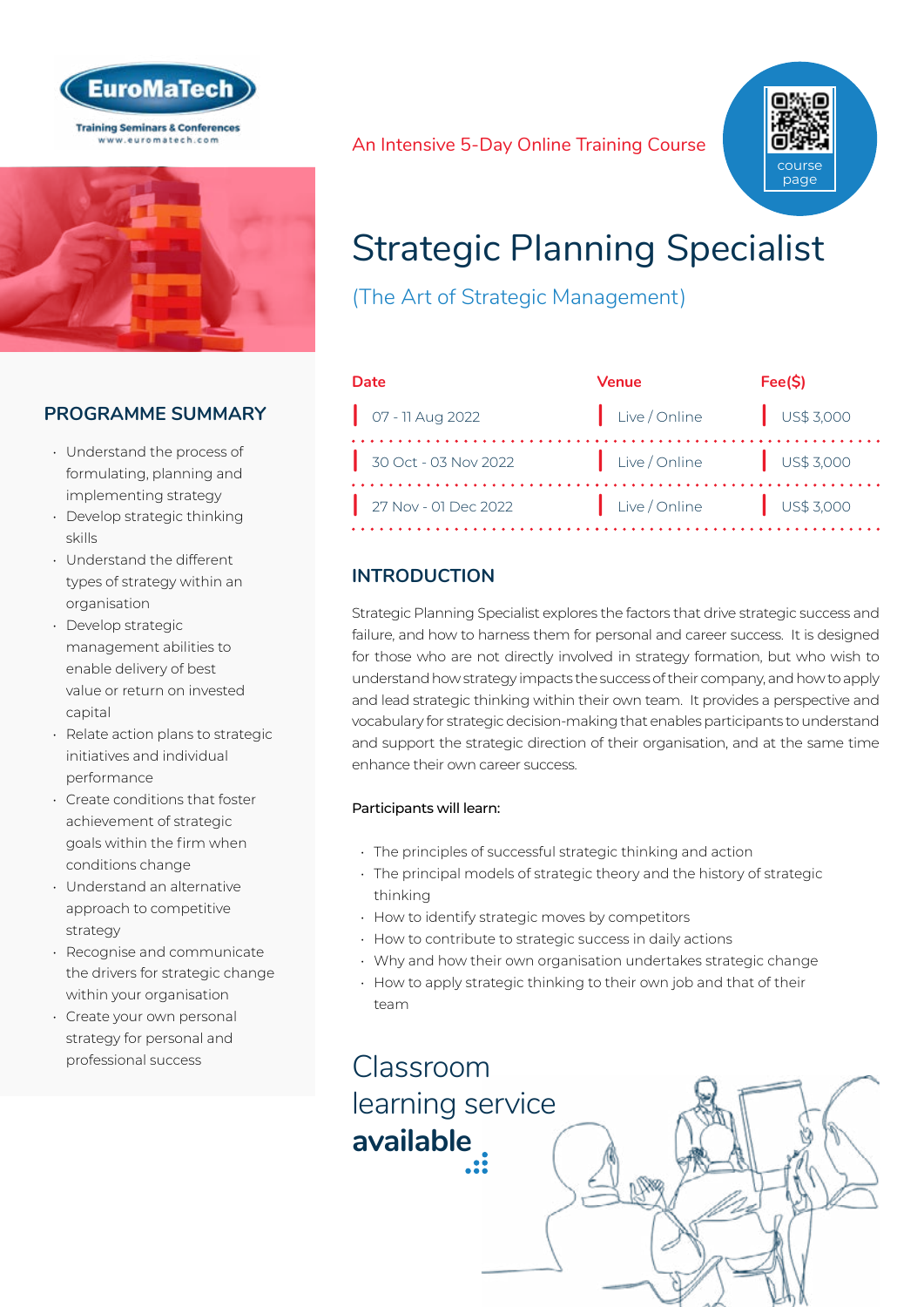EuroMaTech

Training Seminars & Conferences
www.euromatech.com

An Intensive 5-Day Online Training Course

course page

# Strategic Planning Specialist

(The Art of Strategic Management)

| Date | Venue | Fee($) |
|---|---|---|
| 07 - 11 Aug 2022 | Live / Online | US$ 3,000 |
| 30 Oct - 03 Nov 2022 | Live / Online | US$ 3,000 |
| 27 Nov - 01 Dec 2022 | Live / Online | US$ 3,000 |

## PROGRAMME SUMMARY

- Understand the process of formulating, planning and implementing strategy
- Develop strategic thinking skills
- Understand the different types of strategy within an organisation
- Develop strategic management abilities to enable delivery of best value or return on invested capital
- Relate action plans to strategic initiatives and individual performance
- Create conditions that foster achievement of strategic goals within the firm when conditions change
- Understand an alternative approach to competitive strategy
- Recognise and communicate the drivers for strategic change within your organisation
- Create your own personal strategy for personal and professional success

## INTRODUCTION

Strategic Planning Specialist explores the factors that drive strategic success and failure, and how to harness them for personal and career success. It is designed for those who are not directly involved in strategy formation, but who wish to understand how strategy impacts the success of their company, and how to apply and lead strategic thinking within their own team. It provides a perspective and vocabulary for strategic decision-making that enables participants to understand and support the strategic direction of their organisation, and at the same time enhance their own career success.

Participants will learn:

- The principles of successful strategic thinking and action
- The principal models of strategic theory and the history of strategic thinking
- How to identify strategic moves by competitors
- How to contribute to strategic success in daily actions
- Why and how their own organisation undertakes strategic change
- How to apply strategic thinking to their own job and that of their team

Classroom learning service **available**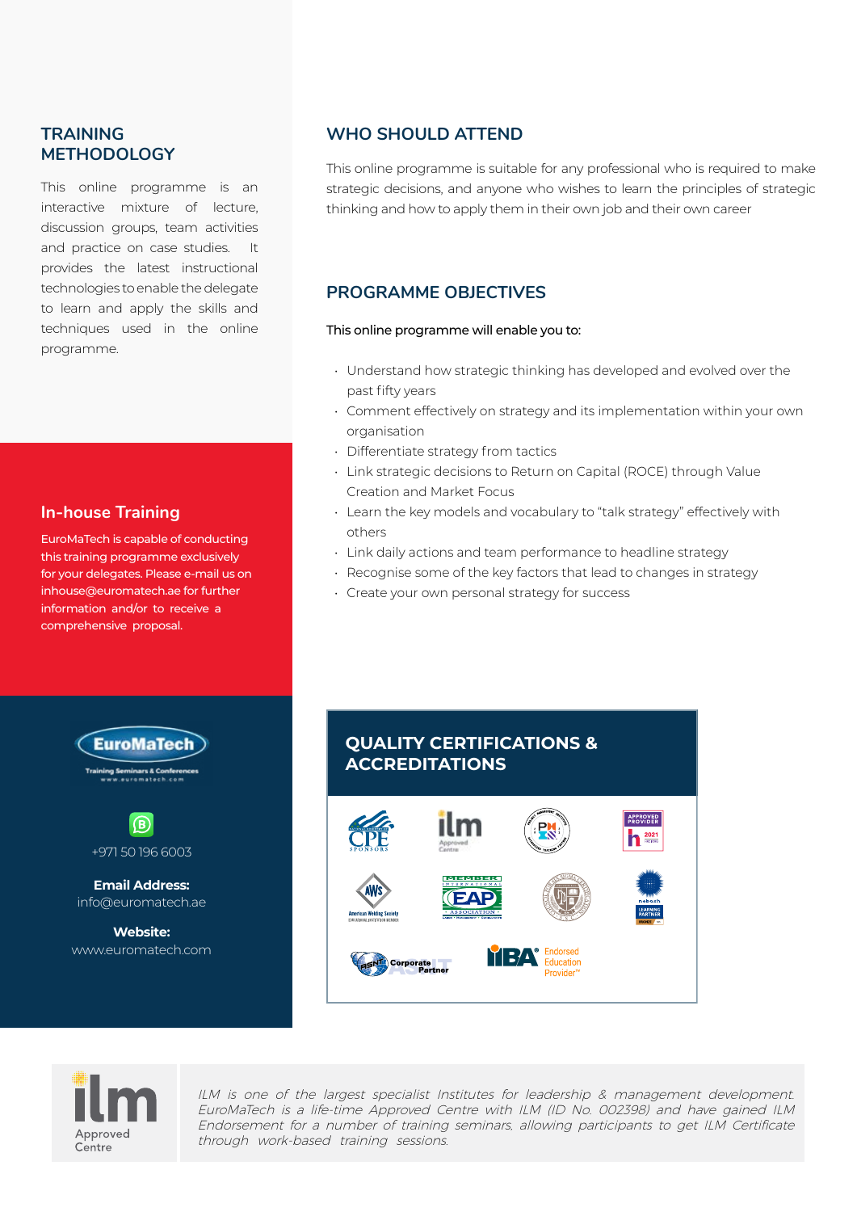## TRAINING METHODOLOGY

This online programme is an interactive mixture of lecture, discussion groups, team activities and practice on case studies. It provides the latest instructional technologies to enable the delegate to learn and apply the skills and techniques used in the online programme.

## In-house Training

EuroMaTech is capable of conducting this training programme exclusively for your delegates. Please e-mail us on inhouse@euromatech.ae for further information and/or to receive a comprehensive proposal.

EuroMaTech
Training Seminars & Conferences
www.euromatech.com

+971 50 196 6003

**Email Address:**
info@euromatech.ae

**Website:**
www.euromatech.com

## WHO SHOULD ATTEND

This online programme is suitable for any professional who is required to make strategic decisions, and anyone who wishes to learn the principles of strategic thinking and how to apply them in their own job and their own career

## PROGRAMME OBJECTIVES

This online programme will enable you to:

- Understand how strategic thinking has developed and evolved over the past fifty years
- Comment effectively on strategy and its implementation within your own organisation
- Differentiate strategy from tactics
- Link strategic decisions to Return on Capital (ROCE) through Value Creation and Market Focus
- Learn the key models and vocabulary to "talk strategy" effectively with others
- Link daily actions and team performance to headline strategy
- Recognise some of the key factors that lead to changes in strategy
- Create your own personal strategy for success

## QUALITY CERTIFICATIONS & ACCREDITATIONS

ilm Approved Centre

*ILM is one of the largest specialist Institutes for leadership & management development. EuroMaTech is a life-time Approved Centre with ILM (ID No. 002398) and have gained ILM Endorsement for a number of training seminars, allowing participants to get ILM Certificate through work-based training sessions.*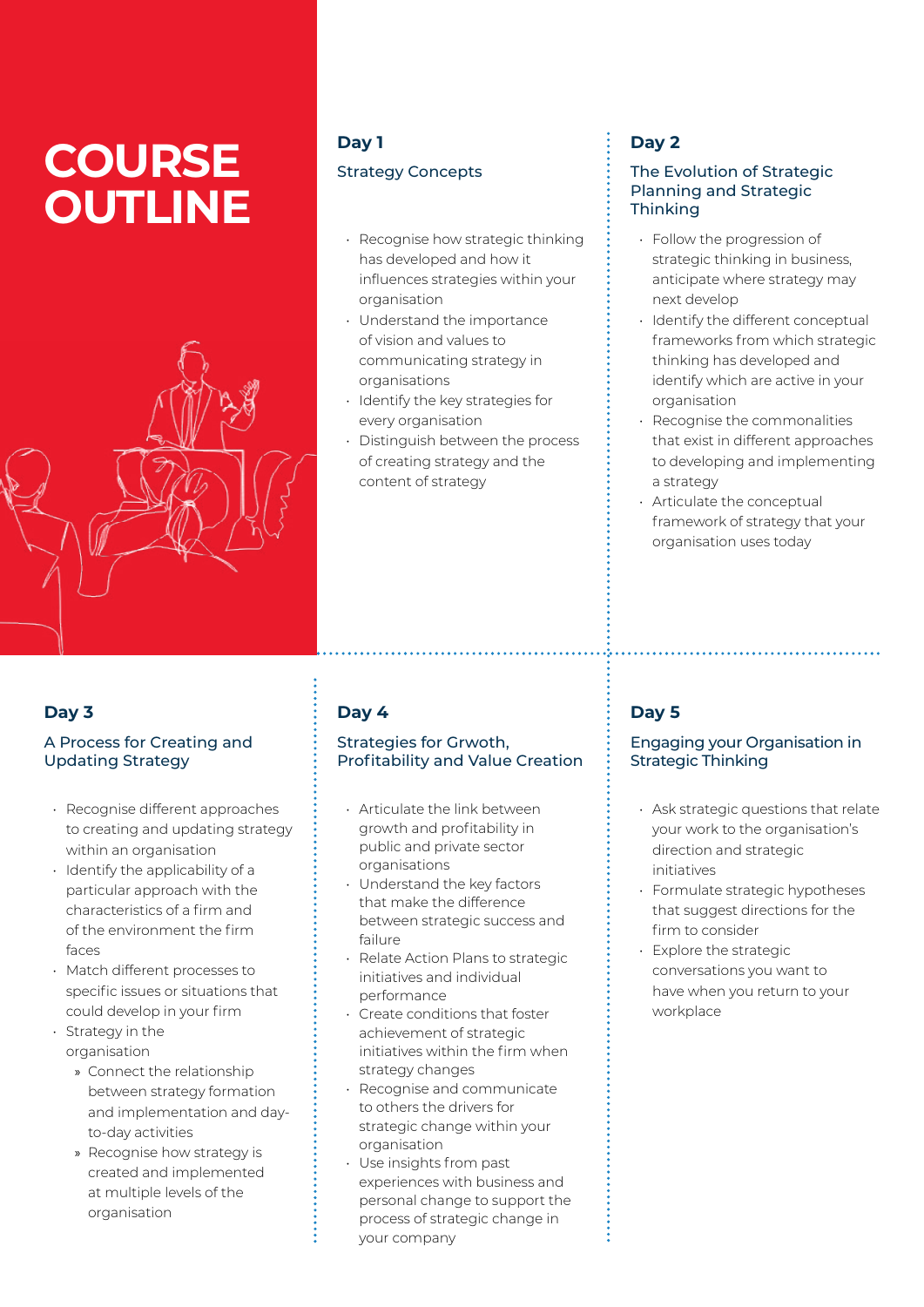# COURSE OUTLINE

## Day 1

### Strategy Concepts

- Recognise how strategic thinking has developed and how it influences strategies within your organisation
- Understand the importance of vision and values to communicating strategy in organisations
- Identify the key strategies for every organisation
- Distinguish between the process of creating strategy and the content of strategy

## Day 2

### The Evolution of Strategic Planning and Strategic Thinking

- Follow the progression of strategic thinking in business, anticipate where strategy may next develop
- Identify the different conceptual frameworks from which strategic thinking has developed and identify which are active in your organisation
- Recognise the commonalities that exist in different approaches to developing and implementing a strategy
- Articulate the conceptual framework of strategy that your organisation uses today

## Day 3

### A Process for Creating and Updating Strategy

- Recognise different approaches to creating and updating strategy within an organisation
- Identify the applicability of a particular approach with the characteristics of a firm and of the environment the firm faces
- Match different processes to specific issues or situations that could develop in your firm
- Strategy in the organisation
  - Connect the relationship between strategy formation and implementation and day-to-day activities
  - Recognise how strategy is created and implemented at multiple levels of the organisation

## Day 4

### Strategies for Grwoth, Profitability and Value Creation

- Articulate the link between growth and profitability in public and private sector organisations
- Understand the key factors that make the difference between strategic success and failure
- Relate Action Plans to strategic initiatives and individual performance
- Create conditions that foster achievement of strategic initiatives within the firm when strategy changes
- Recognise and communicate to others the drivers for strategic change within your organisation
- Use insights from past experiences with business and personal change to support the process of strategic change in your company

## Day 5

### Engaging your Organisation in Strategic Thinking

- Ask strategic questions that relate your work to the organisation's direction and strategic initiatives
- Formulate strategic hypotheses that suggest directions for the firm to consider
- Explore the strategic conversations you want to have when you return to your workplace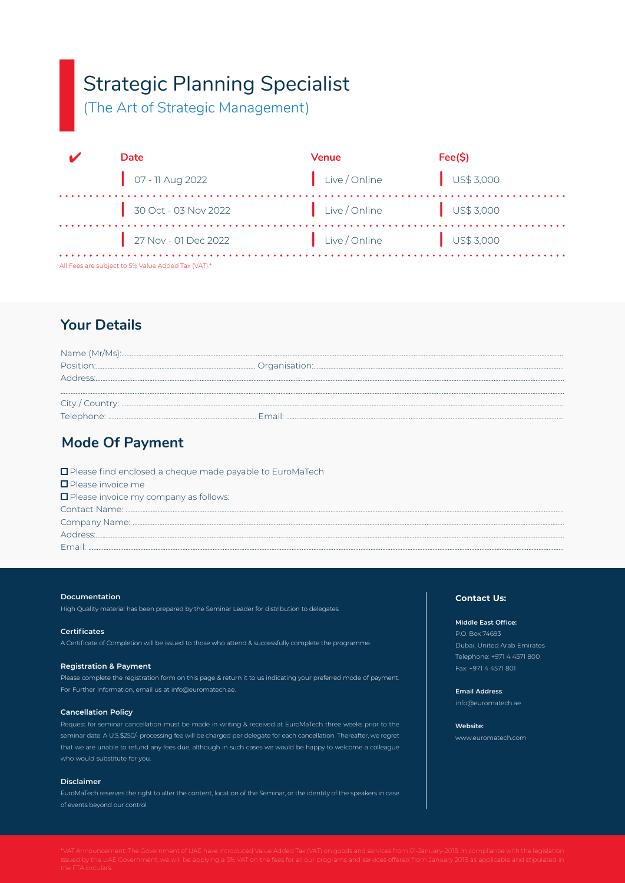# Strategic Planning Specialist

## (The Art of Strategic Management)

| ✔ | Date | Venue | Fee($) |
|---|---|---|---|
| | 07 - 11 Aug 2022 | Live / Online | US$ 3,000 |
| | 30 Oct - 03 Nov 2022 | Live / Online | US$ 3,000 |
| | 27 Nov - 01 Dec 2022 | Live / Online | US$ 3,000 |

All Fees are subject to 5% Value Added Tax (VAT).*

## Your Details

Name (Mr/Ms):.....................................................................................................

Position:.................................................... Organisation:.....................................................

Address:.....................................................................................................

.....................................................................................................

City / Country: .....................................................................................................

Telephone: .................................................... Email: .....................................................

## Mode Of Payment

☐ Please find enclosed a cheque made payable to EuroMaTech

☐ Please invoice me

☐ Please invoice my company as follows:

Contact Name: .....................................................................................................

Company Name: .....................................................................................................

Address:.....................................................................................................

Email: .....................................................................................................

**Documentation**

High Quality material has been prepared by the Seminar Leader for distribution to delegates.

**Certificates**

A Certificate of Completion will be issued to those who attend & successfully complete the programme.

**Registration & Payment**

Please complete the registration form on this page & return it to us indicating your preferred mode of payment. For Further Information, email us at info@euromatech.ae.

**Cancellation Policy**

Request for seminar cancellation must be made in writing & received at EuroMaTech three weeks prior to the seminar date. A U.S.$250/- processing fee will be charged per delegate for each cancellation. Thereafter, we regret that we are unable to refund any fees due, although in such cases we would be happy to welcome a colleague who would substitute for you.

**Disclaimer**

EuroMaTech reserves the right to alter the content, location of the Seminar, or the identity of the speakers in case of events beyond our control.

**Contact Us:**

**Middle East Office:**
P.O. Box 74693
Dubai, United Arab Emirates
Telephone: +971 4 4571 800
Fax: +971 4 4571 801

**Email Address**
info@euromatech.ae

**Website:**
www.euromatech.com

*VAT Announcement: The Government of UAE have introduced Value Added Tax (VAT) on goods and services from 01-January-2018. In compliance with the legislation issued by the UAE Government, we will be applying a 5% VAT on the fees for all our programs and services offered from January 2018 as applicable and stipulated in the FTA circulars.